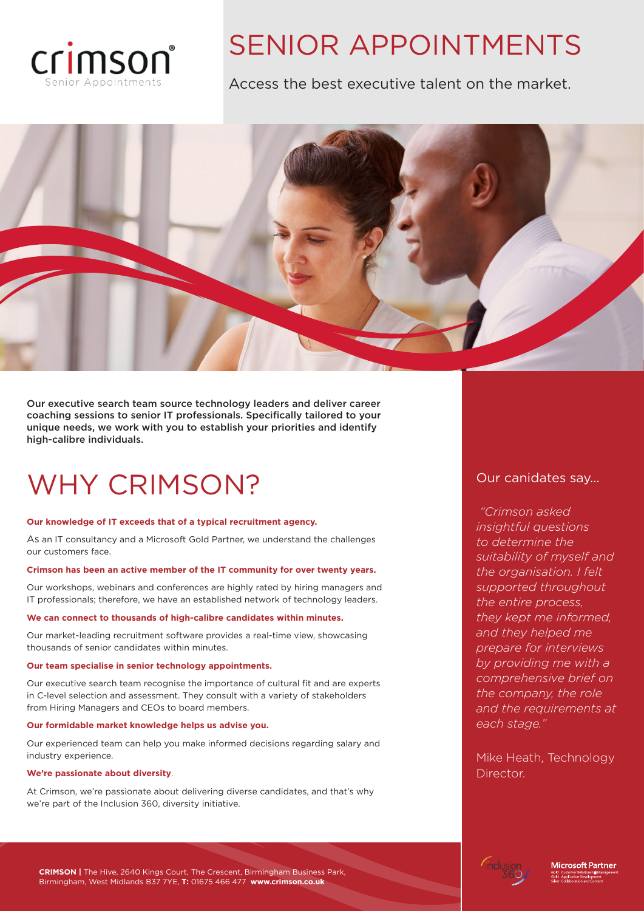crimson®
Senior Appointments

# SENIOR APPOINTMENTS

Access the best executive talent on the market.

**Our executive search team source technology leaders and deliver career coaching sessions to senior IT professionals. Specifically tailored to your unique needs, we work with you to establish your priorities and identify high-calibre individuals.**

# WHY CRIMSON?

**Our knowledge of IT exceeds that of a typical recruitment agency.**

As an IT consultancy and a Microsoft Gold Partner, we understand the challenges our customers face.

**Crimson has been an active member of the IT community for over twenty years.**

Our workshops, webinars and conferences are highly rated by hiring managers and IT professionals; therefore, we have an established network of technology leaders.

**We can connect to thousands of high-calibre candidates within minutes.**

Our market-leading recruitment software provides a real-time view, showcasing thousands of senior candidates within minutes.

**Our team specialise in senior technology appointments.**

Our executive search team recognise the importance of cultural fit and are experts in C-level selection and assessment. They consult with a variety of stakeholders from Hiring Managers and CEOs to board members.

**Our formidable market knowledge helps us advise you.**

Our experienced team can help you make informed decisions regarding salary and industry experience.

**We're passionate about diversity**.

At Crimson, we're passionate about delivering diverse candidates, and that's why we're part of the Inclusion 360, diversity initiative.

## Our canidates say...

*"Crimson asked insightful questions to determine the suitability of myself and the organisation. I felt supported throughout the entire process, they kept me informed, and they helped me prepare for interviews by providing me with a comprehensive brief on the company, the role and the requirements at each stage."*

Mike Heath, Technology Director.

**CRIMSON |** The Hive, 2640 Kings Court, The Crescent, Birmingham Business Park, Birmingham, West Midlands B37 7YE, **T:** 01675 466 477 **www.crimson.co.uk**

inclusion 360

Microsoft Partner
Gold Customer Relationship Management
Gold Application Development
Silver Collaboration and Content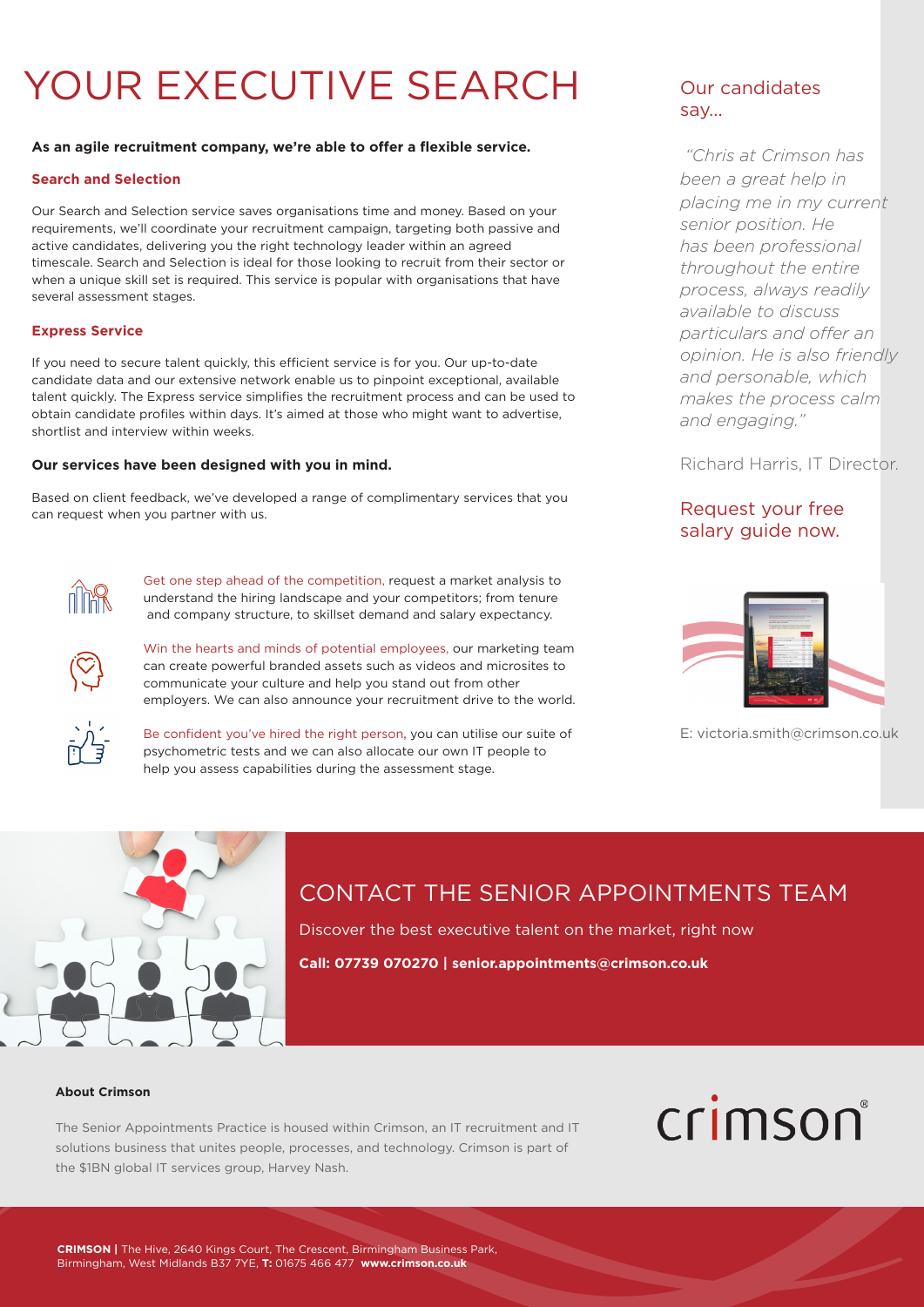# YOUR EXECUTIVE SEARCH

**As an agile recruitment company, we're able to offer a flexible service.**

### Search and Selection

Our Search and Selection service saves organisations time and money. Based on your requirements, we'll coordinate your recruitment campaign, targeting both passive and active candidates, delivering you the right technology leader within an agreed timescale. Search and Selection is ideal for those looking to recruit from their sector or when a unique skill set is required. This service is popular with organisations that have several assessment stages.

### Express Service

If you need to secure talent quickly, this efficient service is for you. Our up-to-date candidate data and our extensive network enable us to pinpoint exceptional, available talent quickly. The Express service simplifies the recruitment process and can be used to obtain candidate profiles within days. It's aimed at those who might want to advertise, shortlist and interview within weeks.

**Our services have been designed with you in mind.**

Based on client feedback, we've developed a range of complimentary services that you can request when you partner with us.

Get one step ahead of the competition, request a market analysis to understand the hiring landscape and your competitors; from tenure and company structure, to skillset demand and salary expectancy.

Win the hearts and minds of potential employees, our marketing team can create powerful branded assets such as videos and microsites to communicate your culture and help you stand out from other employers. We can also announce your recruitment drive to the world.

Be confident you've hired the right person, you can utilise our suite of psychometric tests and we can also allocate our own IT people to help you assess capabilities during the assessment stage.

## Our candidates say...

*"Chris at Crimson has been a great help in placing me in my current senior position. He has been professional throughout the entire process, always readily available to discuss particulars and offer an opinion. He is also friendly and personable, which makes the process calm and engaging."*

Richard Harris, IT Director.

## Request your free salary guide now.

E: victoria.smith@crimson.co.uk

## CONTACT THE SENIOR APPOINTMENTS TEAM

Discover the best executive talent on the market, right now

**Call: 07739 070270 | senior.appointments@crimson.co.uk**

**About Crimson**

The Senior Appointments Practice is housed within Crimson, an IT recruitment and IT solutions business that unites people, processes, and technology. Crimson is part of the $1BN global IT services group, Harvey Nash.

crimson®

**CRIMSON |** The Hive, 2640 Kings Court, The Crescent, Birmingham Business Park, Birmingham, West Midlands B37 7YE, **T:** 01675 466 477 **www.crimson.co.uk**